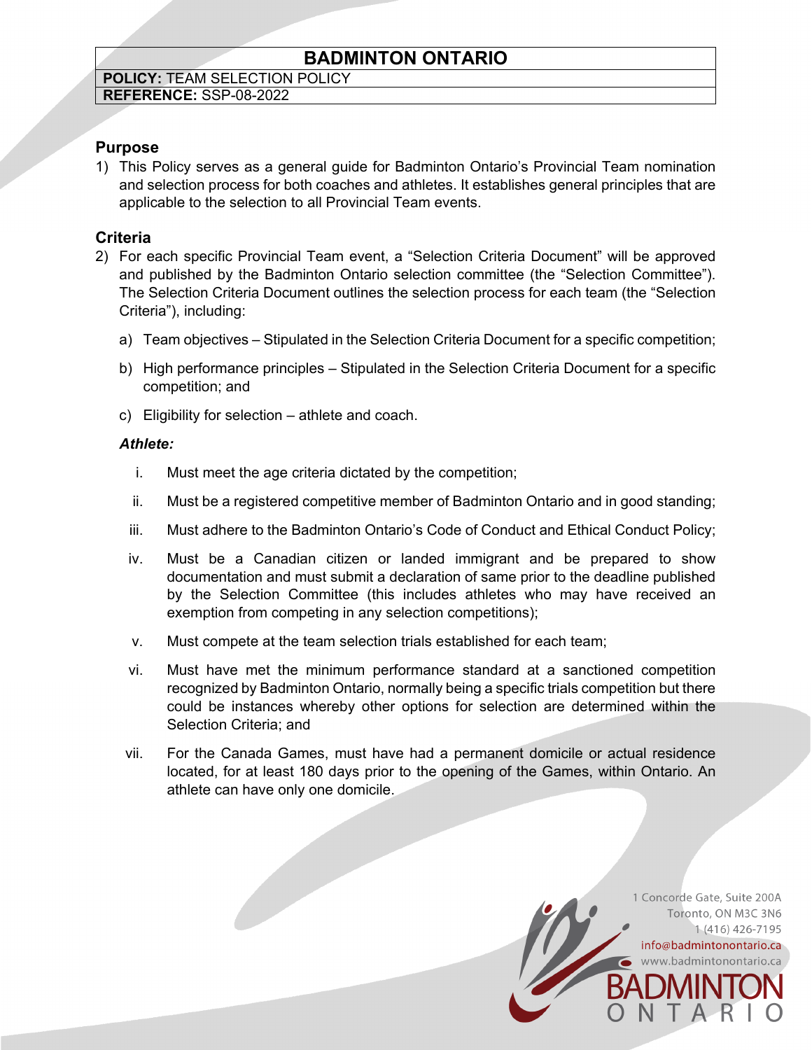# BADMINTON ONTARIO

**POLICY:** TEAM SELECTION POLICY
**REFERENCE:** SSP-08-2022

## Purpose

1) This Policy serves as a general guide for Badminton Ontario's Provincial Team nomination and selection process for both coaches and athletes. It establishes general principles that are applicable to the selection to all Provincial Team events.

## Criteria

2) For each specific Provincial Team event, a "Selection Criteria Document" will be approved and published by the Badminton Ontario selection committee (the "Selection Committee"). The Selection Criteria Document outlines the selection process for each team (the "Selection Criteria"), including:

   a) Team objectives – Stipulated in the Selection Criteria Document for a specific competition;

   b) High performance principles – Stipulated in the Selection Criteria Document for a specific competition; and

   c) Eligibility for selection – athlete and coach.

   ***Athlete:***

   i. Must meet the age criteria dictated by the competition;

   ii. Must be a registered competitive member of Badminton Ontario and in good standing;

   iii. Must adhere to the Badminton Ontario's Code of Conduct and Ethical Conduct Policy;

   iv. Must be a Canadian citizen or landed immigrant and be prepared to show documentation and must submit a declaration of same prior to the deadline published by the Selection Committee (this includes athletes who may have received an exemption from competing in any selection competitions);

   v. Must compete at the team selection trials established for each team;

   vi. Must have met the minimum performance standard at a sanctioned competition recognized by Badminton Ontario, normally being a specific trials competition but there could be instances whereby other options for selection are determined within the Selection Criteria; and

   vii. For the Canada Games, must have had a permanent domicile or actual residence located, for at least 180 days prior to the opening of the Games, within Ontario. An athlete can have only one domicile.

1 Concorde Gate, Suite 200A
Toronto, ON M3C 3N6
1 (416) 426-7195
info@badmintonontario.ca
www.badmintonontario.ca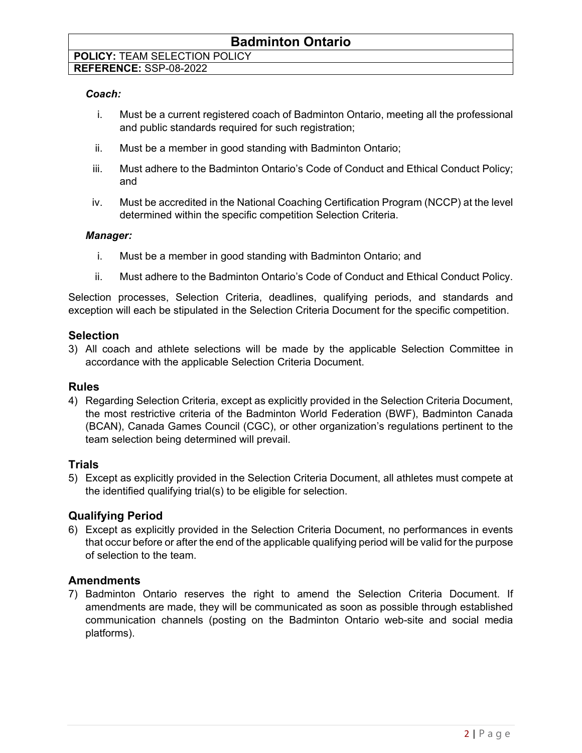***Coach:***

i. Must be a current registered coach of Badminton Ontario, meeting all the professional and public standards required for such registration;

ii. Must be a member in good standing with Badminton Ontario;

iii. Must adhere to the Badminton Ontario's Code of Conduct and Ethical Conduct Policy; and

iv. Must be accredited in the National Coaching Certification Program (NCCP) at the level determined within the specific competition Selection Criteria.

***Manager:***

i. Must be a member in good standing with Badminton Ontario; and

ii. Must adhere to the Badminton Ontario's Code of Conduct and Ethical Conduct Policy.

Selection processes, Selection Criteria, deadlines, qualifying periods, and standards and exception will each be stipulated in the Selection Criteria Document for the specific competition.

## Selection

3) All coach and athlete selections will be made by the applicable Selection Committee in accordance with the applicable Selection Criteria Document.

## Rules

4) Regarding Selection Criteria, except as explicitly provided in the Selection Criteria Document, the most restrictive criteria of the Badminton World Federation (BWF), Badminton Canada (BCAN), Canada Games Council (CGC), or other organization's regulations pertinent to the team selection being determined will prevail.

## Trials

5) Except as explicitly provided in the Selection Criteria Document, all athletes must compete at the identified qualifying trial(s) to be eligible for selection.

## Qualifying Period

6) Except as explicitly provided in the Selection Criteria Document, no performances in events that occur before or after the end of the applicable qualifying period will be valid for the purpose of selection to the team.

## Amendments

7) Badminton Ontario reserves the right to amend the Selection Criteria Document. If amendments are made, they will be communicated as soon as possible through established communication channels (posting on the Badminton Ontario web-site and social media platforms).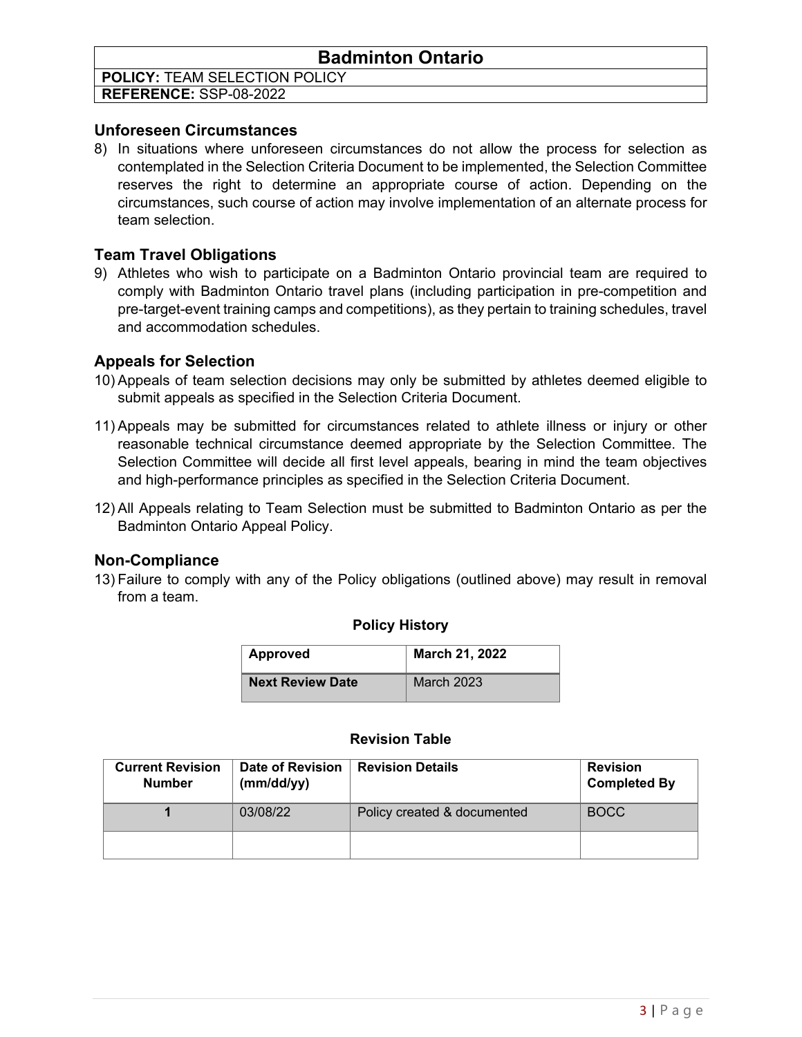# Badminton Ontario

**POLICY:** TEAM SELECTION POLICY

**REFERENCE:** SSP-08-2022

## Unforeseen Circumstances

8) In situations where unforeseen circumstances do not allow the process for selection as contemplated in the Selection Criteria Document to be implemented, the Selection Committee reserves the right to determine an appropriate course of action. Depending on the circumstances, such course of action may involve implementation of an alternate process for team selection.

## Team Travel Obligations

9) Athletes who wish to participate on a Badminton Ontario provincial team are required to comply with Badminton Ontario travel plans (including participation in pre-competition and pre-target-event training camps and competitions), as they pertain to training schedules, travel and accommodation schedules.

## Appeals for Selection

10) Appeals of team selection decisions may only be submitted by athletes deemed eligible to submit appeals as specified in the Selection Criteria Document.

11) Appeals may be submitted for circumstances related to athlete illness or injury or other reasonable technical circumstance deemed appropriate by the Selection Committee. The Selection Committee will decide all first level appeals, bearing in mind the team objectives and high-performance principles as specified in the Selection Criteria Document.

12) All Appeals relating to Team Selection must be submitted to Badminton Ontario as per the Badminton Ontario Appeal Policy.

## Non-Compliance

13) Failure to comply with any of the Policy obligations (outlined above) may result in removal from a team.

**Policy History**

| | |
|---|---|
| **Approved** | **March 21, 2022** |
| **Next Review Date** | March 2023 |

**Revision Table**

| Current Revision Number | Date of Revision (mm/dd/yy) | Revision Details | Revision Completed By |
|---|---|---|---|
| **1** | 03/08/22 | Policy created & documented | BOCC |
| | | | |